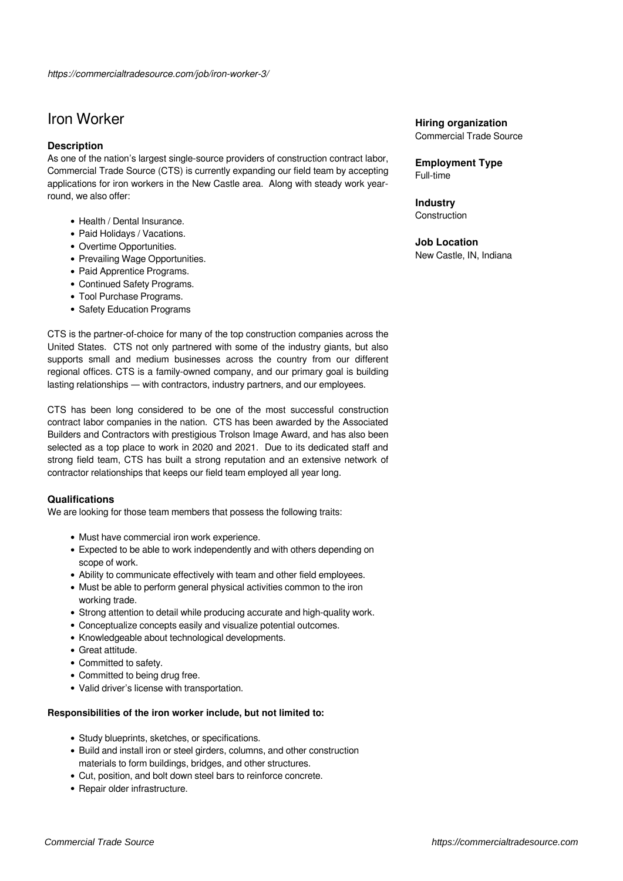*https://commercialtradesource.com/job/iron-worker-3/*

# Iron Worker

### Description

As one of the nation's largest single-source providers of construction contract labor, Commercial Trade Source (CTS) is currently expanding our field team by accepting applications for iron workers in the New Castle area. Along with steady work year-round, we also offer:

- Health / Dental Insurance.
- Paid Holidays / Vacations.
- Overtime Opportunities.
- Prevailing Wage Opportunities.
- Paid Apprentice Programs.
- Continued Safety Programs.
- Tool Purchase Programs.
- Safety Education Programs

CTS is the partner-of-choice for many of the top construction companies across the United States. CTS not only partnered with some of the industry giants, but also supports small and medium businesses across the country from our different regional offices. CTS is a family-owned company, and our primary goal is building lasting relationships — with contractors, industry partners, and our employees.

CTS has been long considered to be one of the most successful construction contract labor companies in the nation. CTS has been awarded by the Associated Builders and Contractors with prestigious Trolson Image Award, and has also been selected as a top place to work in 2020 and 2021. Due to its dedicated staff and strong field team, CTS has built a strong reputation and an extensive network of contractor relationships that keeps our field team employed all year long.

### Qualifications

We are looking for those team members that possess the following traits:

- Must have commercial iron work experience.
- Expected to be able to work independently and with others depending on scope of work.
- Ability to communicate effectively with team and other field employees.
- Must be able to perform general physical activities common to the iron working trade.
- Strong attention to detail while producing accurate and high-quality work.
- Conceptualize concepts easily and visualize potential outcomes.
- Knowledgeable about technological developments.
- Great attitude.
- Committed to safety.
- Committed to being drug free.
- Valid driver's license with transportation.

**Responsibilities of the iron worker include, but not limited to:**

- Study blueprints, sketches, or specifications.
- Build and install iron or steel girders, columns, and other construction materials to form buildings, bridges, and other structures.
- Cut, position, and bolt down steel bars to reinforce concrete.
- Repair older infrastructure.

**Hiring organization**
Commercial Trade Source

**Employment Type**
Full-time

**Industry**
Construction

**Job Location**
New Castle, IN, Indiana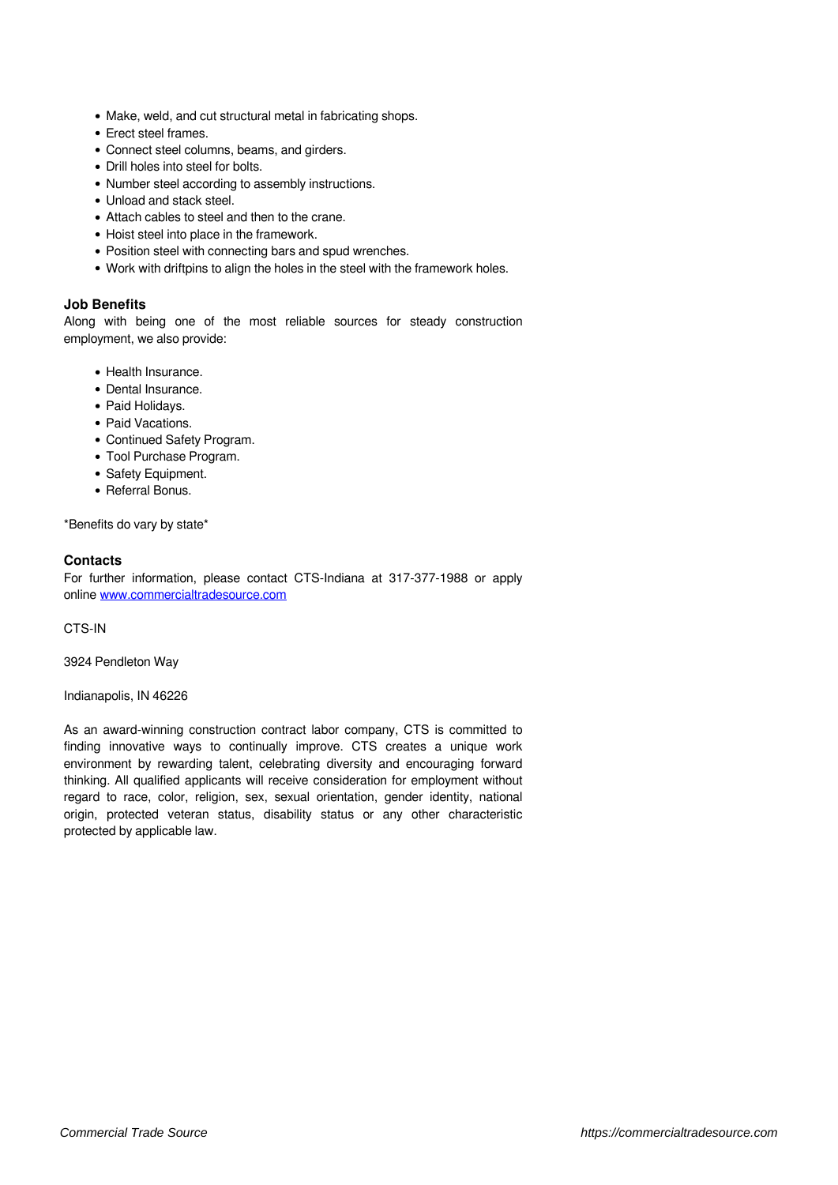- Make, weld, and cut structural metal in fabricating shops.
- Erect steel frames.
- Connect steel columns, beams, and girders.
- Drill holes into steel for bolts.
- Number steel according to assembly instructions.
- Unload and stack steel.
- Attach cables to steel and then to the crane.
- Hoist steel into place in the framework.
- Position steel with connecting bars and spud wrenches.
- Work with driftpins to align the holes in the steel with the framework holes.

### Job Benefits

Along with being one of the most reliable sources for steady construction employment, we also provide:

- Health Insurance.
- Dental Insurance.
- Paid Holidays.
- Paid Vacations.
- Continued Safety Program.
- Tool Purchase Program.
- Safety Equipment.
- Referral Bonus.

*Benefits do vary by state*

### Contacts

For further information, please contact CTS-Indiana at 317-377-1988 or apply online [www.commercialtradesource.com](http://www.commercialtradesource.com)

CTS-IN

3924 Pendleton Way

Indianapolis, IN 46226

As an award-winning construction contract labor company, CTS is committed to finding innovative ways to continually improve. CTS creates a unique work environment by rewarding talent, celebrating diversity and encouraging forward thinking. All qualified applicants will receive consideration for employment without regard to race, color, religion, sex, sexual orientation, gender identity, national origin, protected veteran status, disability status or any other characteristic protected by applicable law.